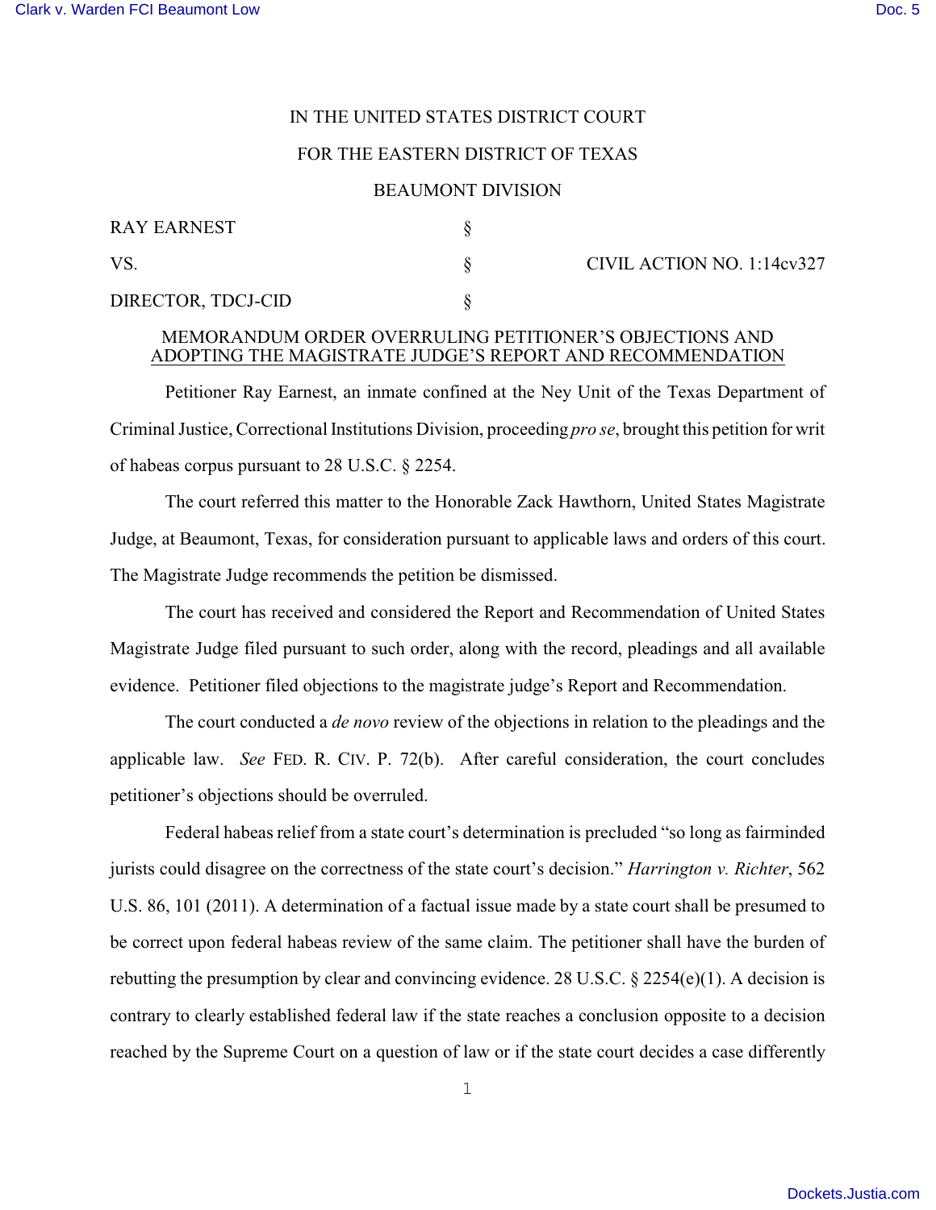IN THE UNITED STATES DISTRICT COURT

FOR THE EASTERN DISTRICT OF TEXAS

BEAUMONT DIVISION

| | | |
|---|---|---|
| RAY EARNEST | § | |
| VS. | § | CIVIL ACTION NO. 1:14cv327 |
| DIRECTOR, TDCJ-CID | § | |

MEMORANDUM ORDER OVERRULING PETITIONER'S OBJECTIONS AND ADOPTING THE MAGISTRATE JUDGE'S REPORT AND RECOMMENDATION

Petitioner Ray Earnest, an inmate confined at the Ney Unit of the Texas Department of Criminal Justice, Correctional Institutions Division, proceeding *pro se*, brought this petition for writ of habeas corpus pursuant to 28 U.S.C. § 2254.

The court referred this matter to the Honorable Zack Hawthorn, United States Magistrate Judge, at Beaumont, Texas, for consideration pursuant to applicable laws and orders of this court. The Magistrate Judge recommends the petition be dismissed.

The court has received and considered the Report and Recommendation of United States Magistrate Judge filed pursuant to such order, along with the record, pleadings and all available evidence. Petitioner filed objections to the magistrate judge's Report and Recommendation.

The court conducted a *de novo* review of the objections in relation to the pleadings and the applicable law. *See* FED. R. CIV. P. 72(b). After careful consideration, the court concludes petitioner's objections should be overruled.

Federal habeas relief from a state court's determination is precluded "so long as fairminded jurists could disagree on the correctness of the state court's decision." *Harrington v. Richter*, 562 U.S. 86, 101 (2011). A determination of a factual issue made by a state court shall be presumed to be correct upon federal habeas review of the same claim. The petitioner shall have the burden of rebutting the presumption by clear and convincing evidence. 28 U.S.C. § 2254(e)(1). A decision is contrary to clearly established federal law if the state reaches a conclusion opposite to a decision reached by the Supreme Court on a question of law or if the state court decides a case differently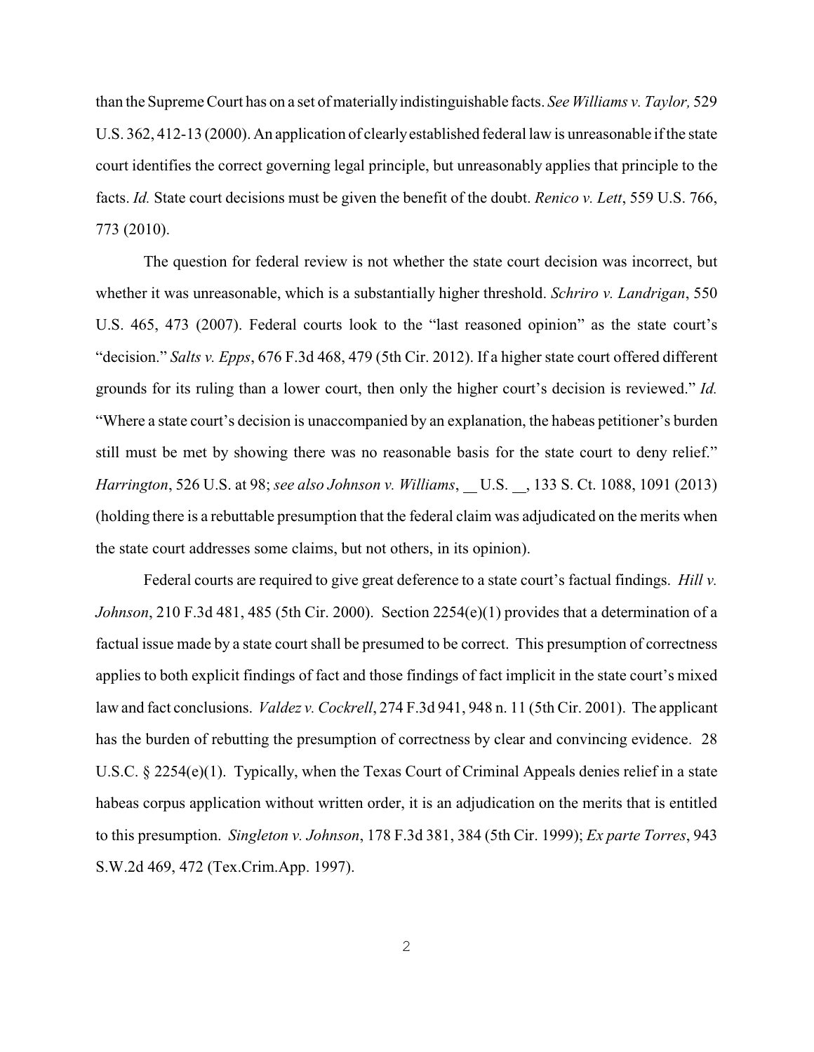than the Supreme Court has on a set of materially indistinguishable facts. *See Williams v. Taylor,* 529 U.S. 362, 412-13 (2000). An application of clearly established federal law is unreasonable if the state court identifies the correct governing legal principle, but unreasonably applies that principle to the facts. *Id.* State court decisions must be given the benefit of the doubt. *Renico v. Lett*, 559 U.S. 766, 773 (2010).

The question for federal review is not whether the state court decision was incorrect, but whether it was unreasonable, which is a substantially higher threshold. *Schriro v. Landrigan*, 550 U.S. 465, 473 (2007). Federal courts look to the "last reasoned opinion" as the state court's "decision." *Salts v. Epps*, 676 F.3d 468, 479 (5th Cir. 2012). If a higher state court offered different grounds for its ruling than a lower court, then only the higher court's decision is reviewed." *Id.* "Where a state court's decision is unaccompanied by an explanation, the habeas petitioner's burden still must be met by showing there was no reasonable basis for the state court to deny relief." *Harrington*, 526 U.S. at 98; *see also Johnson v. Williams*, __ U.S. __, 133 S. Ct. 1088, 1091 (2013) (holding there is a rebuttable presumption that the federal claim was adjudicated on the merits when the state court addresses some claims, but not others, in its opinion).

Federal courts are required to give great deference to a state court's factual findings. *Hill v. Johnson*, 210 F.3d 481, 485 (5th Cir. 2000). Section 2254(e)(1) provides that a determination of a factual issue made by a state court shall be presumed to be correct. This presumption of correctness applies to both explicit findings of fact and those findings of fact implicit in the state court's mixed law and fact conclusions. *Valdez v. Cockrell*, 274 F.3d 941, 948 n. 11 (5th Cir. 2001). The applicant has the burden of rebutting the presumption of correctness by clear and convincing evidence. 28 U.S.C. § 2254(e)(1). Typically, when the Texas Court of Criminal Appeals denies relief in a state habeas corpus application without written order, it is an adjudication on the merits that is entitled to this presumption. *Singleton v. Johnson*, 178 F.3d 381, 384 (5th Cir. 1999); *Ex parte Torres*, 943 S.W.2d 469, 472 (Tex.Crim.App. 1997).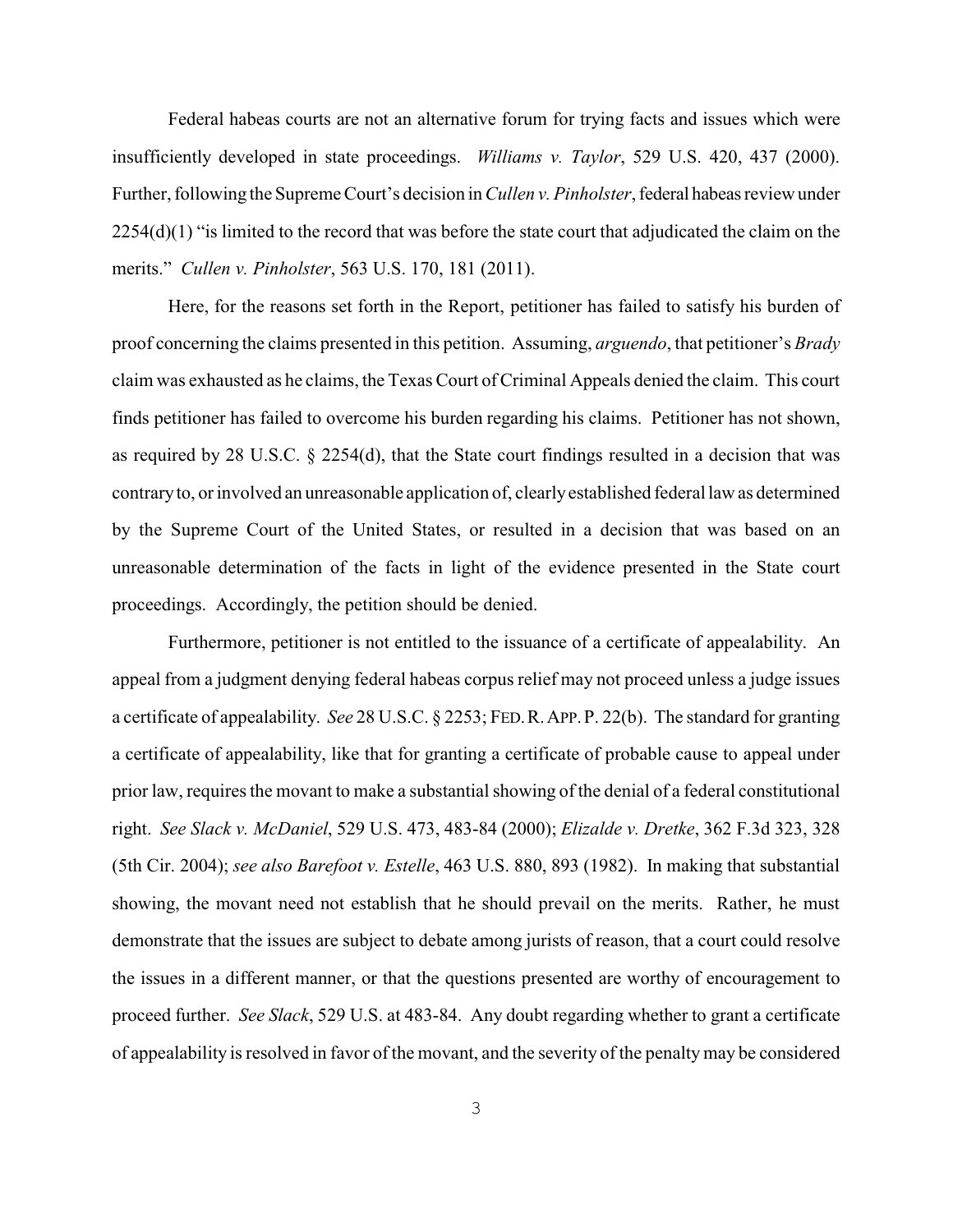Federal habeas courts are not an alternative forum for trying facts and issues which were insufficiently developed in state proceedings. *Williams v. Taylor*, 529 U.S. 420, 437 (2000). Further, following the Supreme Court's decision in *Cullen v. Pinholster*, federal habeas review under 2254(d)(1) "is limited to the record that was before the state court that adjudicated the claim on the merits." *Cullen v. Pinholster*, 563 U.S. 170, 181 (2011).

Here, for the reasons set forth in the Report, petitioner has failed to satisfy his burden of proof concerning the claims presented in this petition. Assuming, *arguendo*, that petitioner's *Brady* claim was exhausted as he claims, the Texas Court of Criminal Appeals denied the claim. This court finds petitioner has failed to overcome his burden regarding his claims. Petitioner has not shown, as required by 28 U.S.C. § 2254(d), that the State court findings resulted in a decision that was contrary to, or involved an unreasonable application of, clearly established federal law as determined by the Supreme Court of the United States, or resulted in a decision that was based on an unreasonable determination of the facts in light of the evidence presented in the State court proceedings. Accordingly, the petition should be denied.

Furthermore, petitioner is not entitled to the issuance of a certificate of appealability. An appeal from a judgment denying federal habeas corpus relief may not proceed unless a judge issues a certificate of appealability. *See* 28 U.S.C. § 2253; FED. R. APP. P. 22(b). The standard for granting a certificate of appealability, like that for granting a certificate of probable cause to appeal under prior law, requires the movant to make a substantial showing of the denial of a federal constitutional right. *See Slack v. McDaniel*, 529 U.S. 473, 483-84 (2000); *Elizalde v. Dretke*, 362 F.3d 323, 328 (5th Cir. 2004); *see also Barefoot v. Estelle*, 463 U.S. 880, 893 (1982). In making that substantial showing, the movant need not establish that he should prevail on the merits. Rather, he must demonstrate that the issues are subject to debate among jurists of reason, that a court could resolve the issues in a different manner, or that the questions presented are worthy of encouragement to proceed further. *See Slack*, 529 U.S. at 483-84. Any doubt regarding whether to grant a certificate of appealability is resolved in favor of the movant, and the severity of the penalty may be considered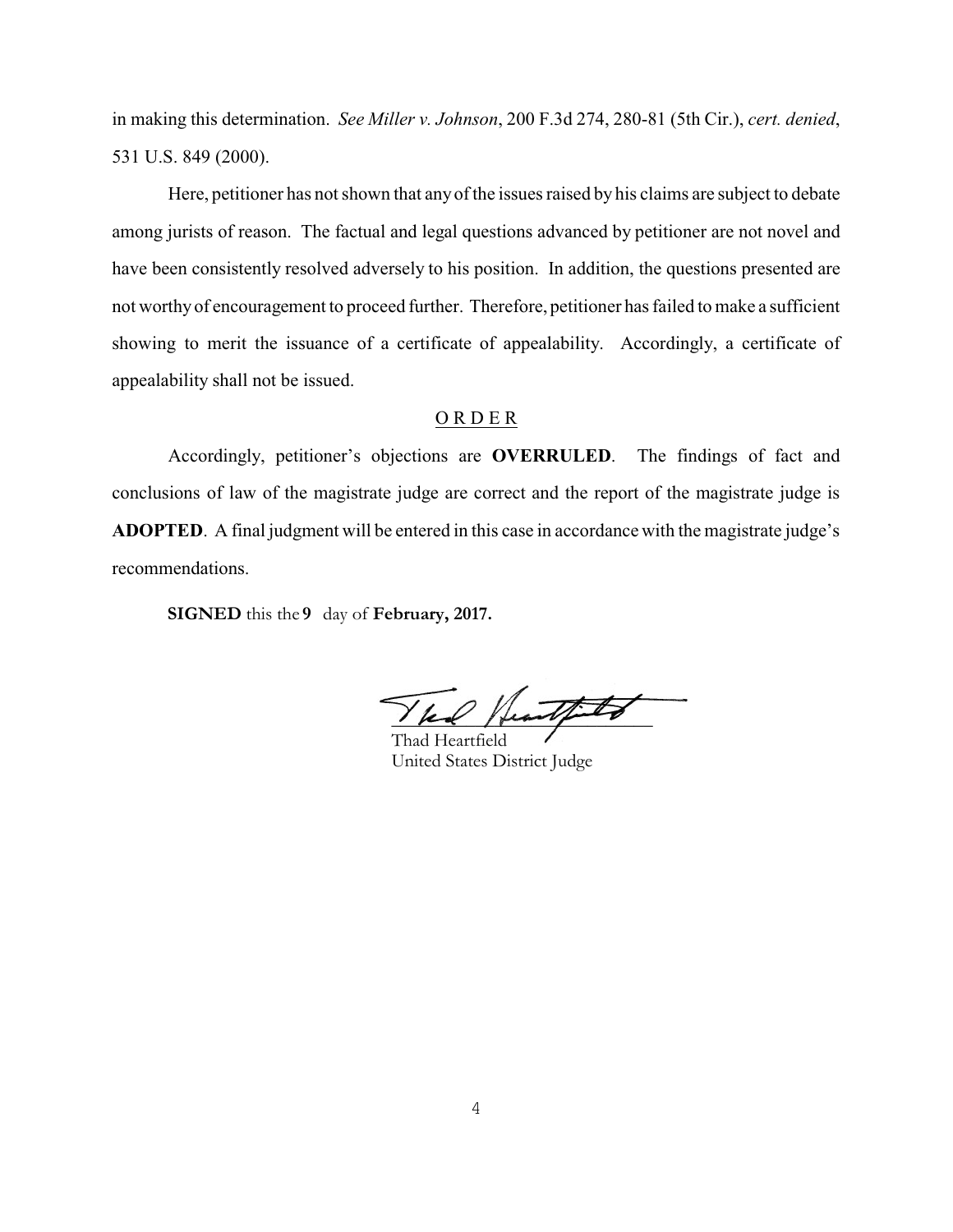in making this determination. *See Miller v. Johnson*, 200 F.3d 274, 280-81 (5th Cir.), *cert. denied*, 531 U.S. 849 (2000).

Here, petitioner has not shown that any of the issues raised by his claims are subject to debate among jurists of reason. The factual and legal questions advanced by petitioner are not novel and have been consistently resolved adversely to his position. In addition, the questions presented are not worthy of encouragement to proceed further. Therefore, petitioner has failed to make a sufficient showing to merit the issuance of a certificate of appealability. Accordingly, a certificate of appealability shall not be issued.

<u>O R D E R</u>

Accordingly, petitioner's objections are **OVERRULED**. The findings of fact and conclusions of law of the magistrate judge are correct and the report of the magistrate judge is **ADOPTED**. A final judgment will be entered in this case in accordance with the magistrate judge's recommendations.

**SIGNED** this the **9** day of **February, 2017.**

Thad Heartfield
United States District Judge